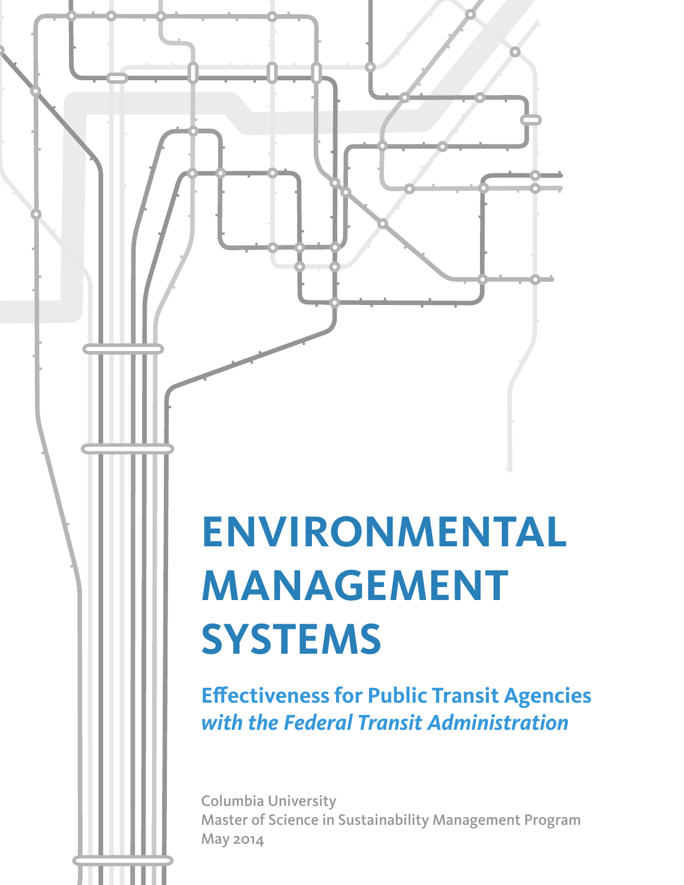# ENVIRONMENTAL MANAGEMENT SYSTEMS

## Effectiveness for Public Transit Agencies *with the Federal Transit Administration*

Columbia University
Master of Science in Sustainability Management Program
May 2014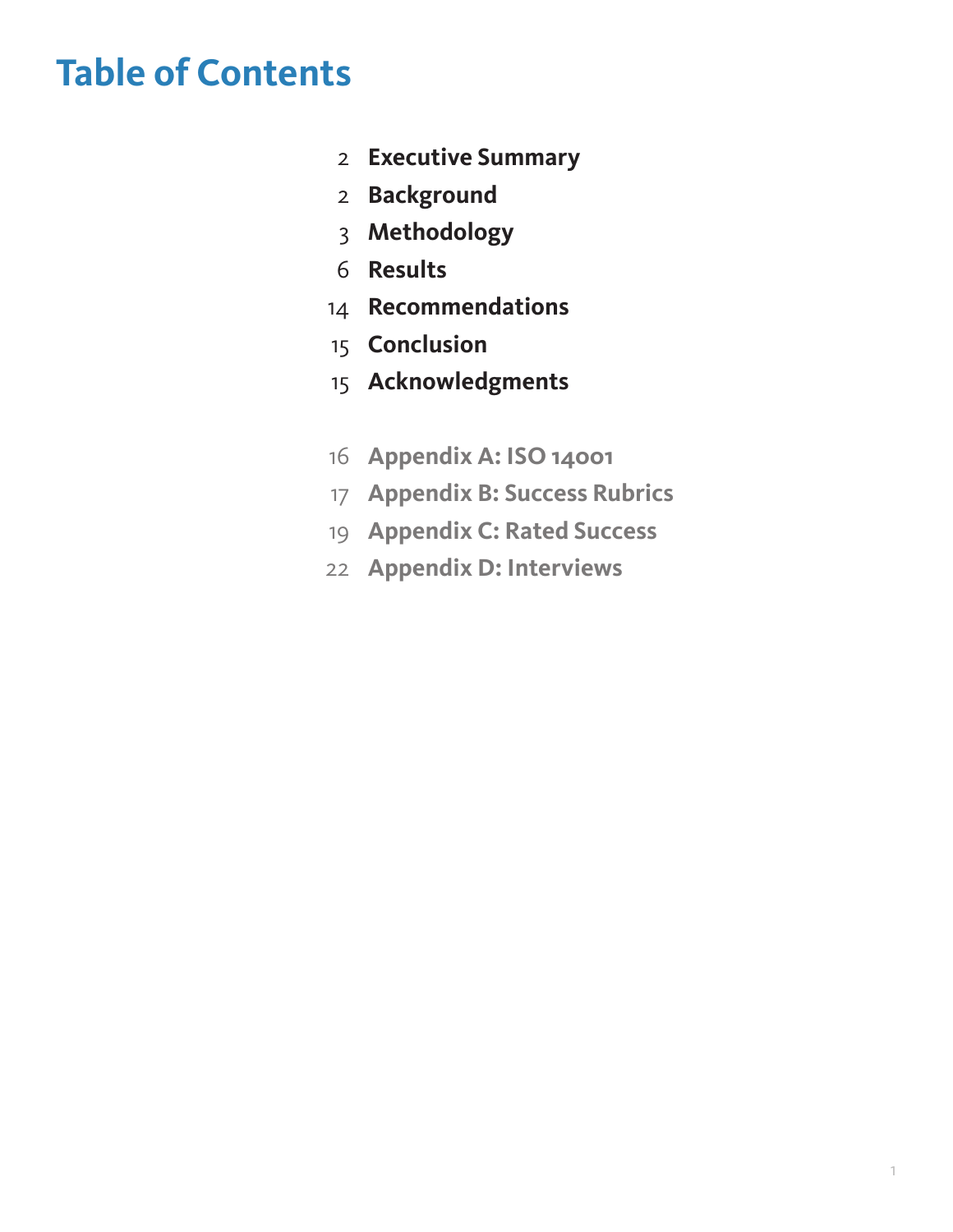# Table of Contents

| | |
|---|---|
| 2 | **Executive Summary** |
| 2 | **Background** |
| 3 | **Methodology** |
| 6 | **Results** |
| 14 | **Recommendations** |
| 15 | **Conclusion** |
| 15 | **Acknowledgments** |
| 16 | **Appendix A: ISO 14001** |
| 17 | **Appendix B: Success Rubrics** |
| 19 | **Appendix C: Rated Success** |
| 22 | **Appendix D: Interviews** |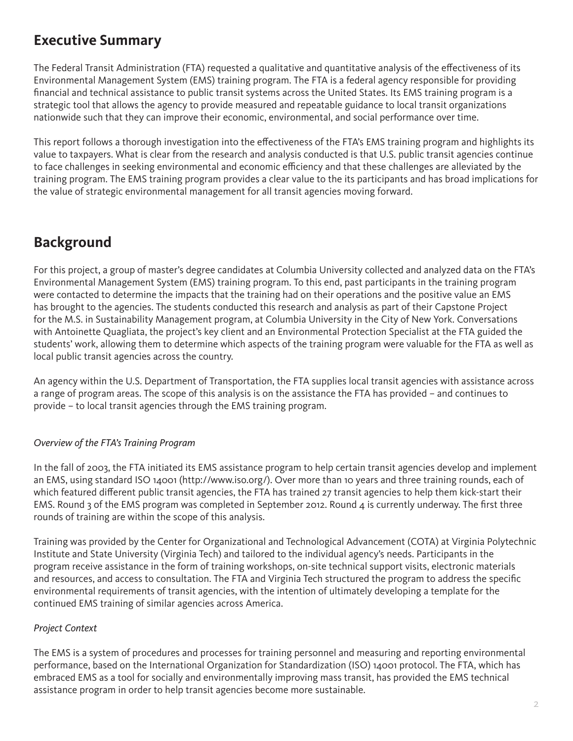## Executive Summary

The Federal Transit Administration (FTA) requested a qualitative and quantitative analysis of the effectiveness of its Environmental Management System (EMS) training program. The FTA is a federal agency responsible for providing financial and technical assistance to public transit systems across the United States. Its EMS training program is a strategic tool that allows the agency to provide measured and repeatable guidance to local transit organizations nationwide such that they can improve their economic, environmental, and social performance over time.

This report follows a thorough investigation into the effectiveness of the FTA's EMS training program and highlights its value to taxpayers. What is clear from the research and analysis conducted is that U.S. public transit agencies continue to face challenges in seeking environmental and economic efficiency and that these challenges are alleviated by the training program. The EMS training program provides a clear value to the its participants and has broad implications for the value of strategic environmental management for all transit agencies moving forward.

## Background

For this project, a group of master's degree candidates at Columbia University collected and analyzed data on the FTA's Environmental Management System (EMS) training program. To this end, past participants in the training program were contacted to determine the impacts that the training had on their operations and the positive value an EMS has brought to the agencies. The students conducted this research and analysis as part of their Capstone Project for the M.S. in Sustainability Management program, at Columbia University in the City of New York. Conversations with Antoinette Quagliata, the project's key client and an Environmental Protection Specialist at the FTA guided the students' work, allowing them to determine which aspects of the training program were valuable for the FTA as well as local public transit agencies across the country.

An agency within the U.S. Department of Transportation, the FTA supplies local transit agencies with assistance across a range of program areas. The scope of this analysis is on the assistance the FTA has provided – and continues to provide – to local transit agencies through the EMS training program.

*Overview of the FTA's Training Program*

In the fall of 2003, the FTA initiated its EMS assistance program to help certain transit agencies develop and implement an EMS, using standard ISO 14001 (http://www.iso.org/). Over more than 10 years and three training rounds, each of which featured different public transit agencies, the FTA has trained 27 transit agencies to help them kick-start their EMS. Round 3 of the EMS program was completed in September 2012. Round 4 is currently underway. The first three rounds of training are within the scope of this analysis.

Training was provided by the Center for Organizational and Technological Advancement (COTA) at Virginia Polytechnic Institute and State University (Virginia Tech) and tailored to the individual agency's needs. Participants in the program receive assistance in the form of training workshops, on-site technical support visits, electronic materials and resources, and access to consultation. The FTA and Virginia Tech structured the program to address the specific environmental requirements of transit agencies, with the intention of ultimately developing a template for the continued EMS training of similar agencies across America.

*Project Context*

The EMS is a system of procedures and processes for training personnel and measuring and reporting environmental performance, based on the International Organization for Standardization (ISO) 14001 protocol. The FTA, which has embraced EMS as a tool for socially and environmentally improving mass transit, has provided the EMS technical assistance program in order to help transit agencies become more sustainable.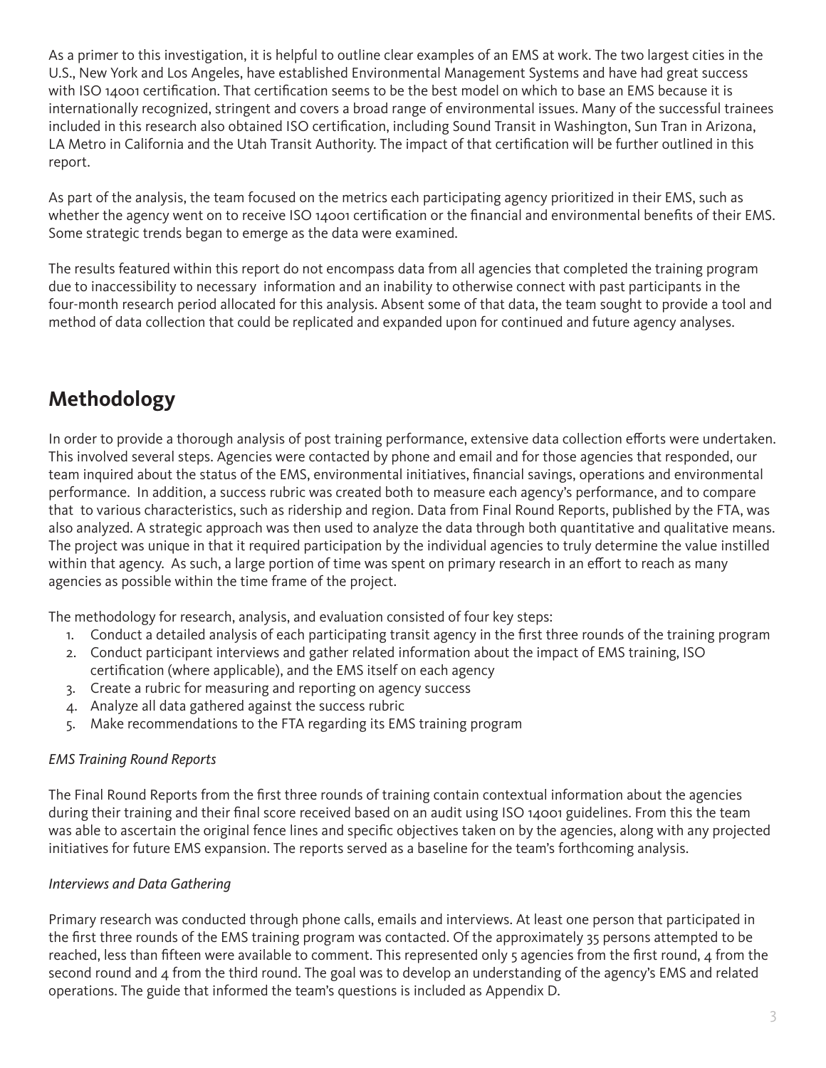As a primer to this investigation, it is helpful to outline clear examples of an EMS at work. The two largest cities in the U.S., New York and Los Angeles, have established Environmental Management Systems and have had great success with ISO 14001 certification. That certification seems to be the best model on which to base an EMS because it is internationally recognized, stringent and covers a broad range of environmental issues. Many of the successful trainees included in this research also obtained ISO certification, including Sound Transit in Washington, Sun Tran in Arizona, LA Metro in California and the Utah Transit Authority. The impact of that certification will be further outlined in this report.

As part of the analysis, the team focused on the metrics each participating agency prioritized in their EMS, such as whether the agency went on to receive ISO 14001 certification or the financial and environmental benefits of their EMS. Some strategic trends began to emerge as the data were examined.

The results featured within this report do not encompass data from all agencies that completed the training program due to inaccessibility to necessary information and an inability to otherwise connect with past participants in the four-month research period allocated for this analysis. Absent some of that data, the team sought to provide a tool and method of data collection that could be replicated and expanded upon for continued and future agency analyses.

## Methodology

In order to provide a thorough analysis of post training performance, extensive data collection efforts were undertaken. This involved several steps. Agencies were contacted by phone and email and for those agencies that responded, our team inquired about the status of the EMS, environmental initiatives, financial savings, operations and environmental performance. In addition, a success rubric was created both to measure each agency's performance, and to compare that to various characteristics, such as ridership and region. Data from Final Round Reports, published by the FTA, was also analyzed. A strategic approach was then used to analyze the data through both quantitative and qualitative means. The project was unique in that it required participation by the individual agencies to truly determine the value instilled within that agency. As such, a large portion of time was spent on primary research in an effort to reach as many agencies as possible within the time frame of the project.

The methodology for research, analysis, and evaluation consisted of four key steps:

1. Conduct a detailed analysis of each participating transit agency in the first three rounds of the training program
2. Conduct participant interviews and gather related information about the impact of EMS training, ISO certification (where applicable), and the EMS itself on each agency
3. Create a rubric for measuring and reporting on agency success
4. Analyze all data gathered against the success rubric
5. Make recommendations to the FTA regarding its EMS training program

*EMS Training Round Reports*

The Final Round Reports from the first three rounds of training contain contextual information about the agencies during their training and their final score received based on an audit using ISO 14001 guidelines. From this the team was able to ascertain the original fence lines and specific objectives taken on by the agencies, along with any projected initiatives for future EMS expansion. The reports served as a baseline for the team's forthcoming analysis.

*Interviews and Data Gathering*

Primary research was conducted through phone calls, emails and interviews. At least one person that participated in the first three rounds of the EMS training program was contacted. Of the approximately 35 persons attempted to be reached, less than fifteen were available to comment. This represented only 5 agencies from the first round, 4 from the second round and 4 from the third round. The goal was to develop an understanding of the agency's EMS and related operations. The guide that informed the team's questions is included as Appendix D.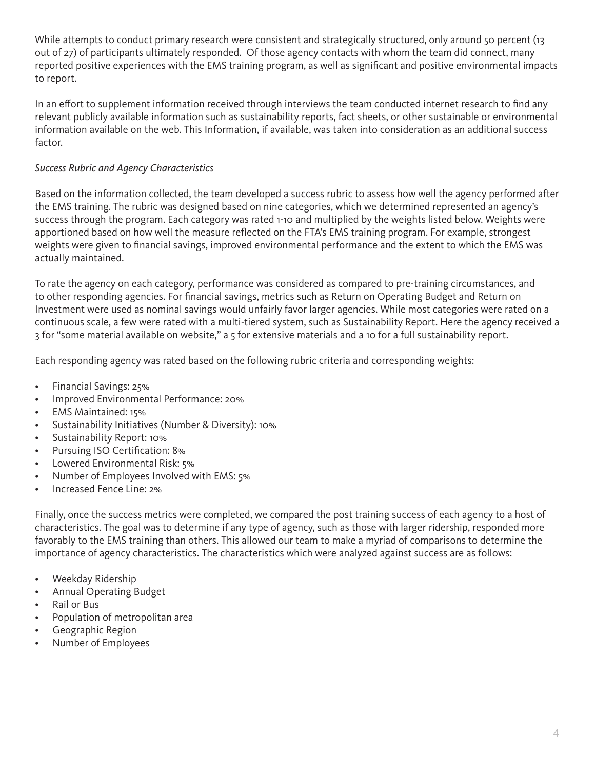While attempts to conduct primary research were consistent and strategically structured, only around 50 percent (13 out of 27) of participants ultimately responded.  Of those agency contacts with whom the team did connect, many reported positive experiences with the EMS training program, as well as significant and positive environmental impacts to report.

In an effort to supplement information received through interviews the team conducted internet research to find any relevant publicly available information such as sustainability reports, fact sheets, or other sustainable or environmental information available on the web. This Information, if available, was taken into consideration as an additional success factor.

*Success Rubric and Agency Characteristics*

Based on the information collected, the team developed a success rubric to assess how well the agency performed after the EMS training. The rubric was designed based on nine categories, which we determined represented an agency's success through the program. Each category was rated 1-10 and multiplied by the weights listed below. Weights were apportioned based on how well the measure reflected on the FTA's EMS training program. For example, strongest weights were given to financial savings, improved environmental performance and the extent to which the EMS was actually maintained.

To rate the agency on each category, performance was considered as compared to pre-training circumstances, and to other responding agencies. For financial savings, metrics such as Return on Operating Budget and Return on Investment were used as nominal savings would unfairly favor larger agencies. While most categories were rated on a continuous scale, a few were rated with a multi-tiered system, such as Sustainability Report. Here the agency received a 3 for "some material available on website," a 5 for extensive materials and a 10 for a full sustainability report.

Each responding agency was rated based on the following rubric criteria and corresponding weights:

- Financial Savings: 25%
- Improved Environmental Performance: 20%
- EMS Maintained: 15%
- Sustainability Initiatives (Number & Diversity): 10%
- Sustainability Report: 10%
- Pursuing ISO Certification: 8%
- Lowered Environmental Risk: 5%
- Number of Employees Involved with EMS: 5%
- Increased Fence Line: 2%

Finally, once the success metrics were completed, we compared the post training success of each agency to a host of characteristics. The goal was to determine if any type of agency, such as those with larger ridership, responded more favorably to the EMS training than others. This allowed our team to make a myriad of comparisons to determine the importance of agency characteristics. The characteristics which were analyzed against success are as follows:

- Weekday Ridership
- Annual Operating Budget
- Rail or Bus
- Population of metropolitan area
- Geographic Region
- Number of Employees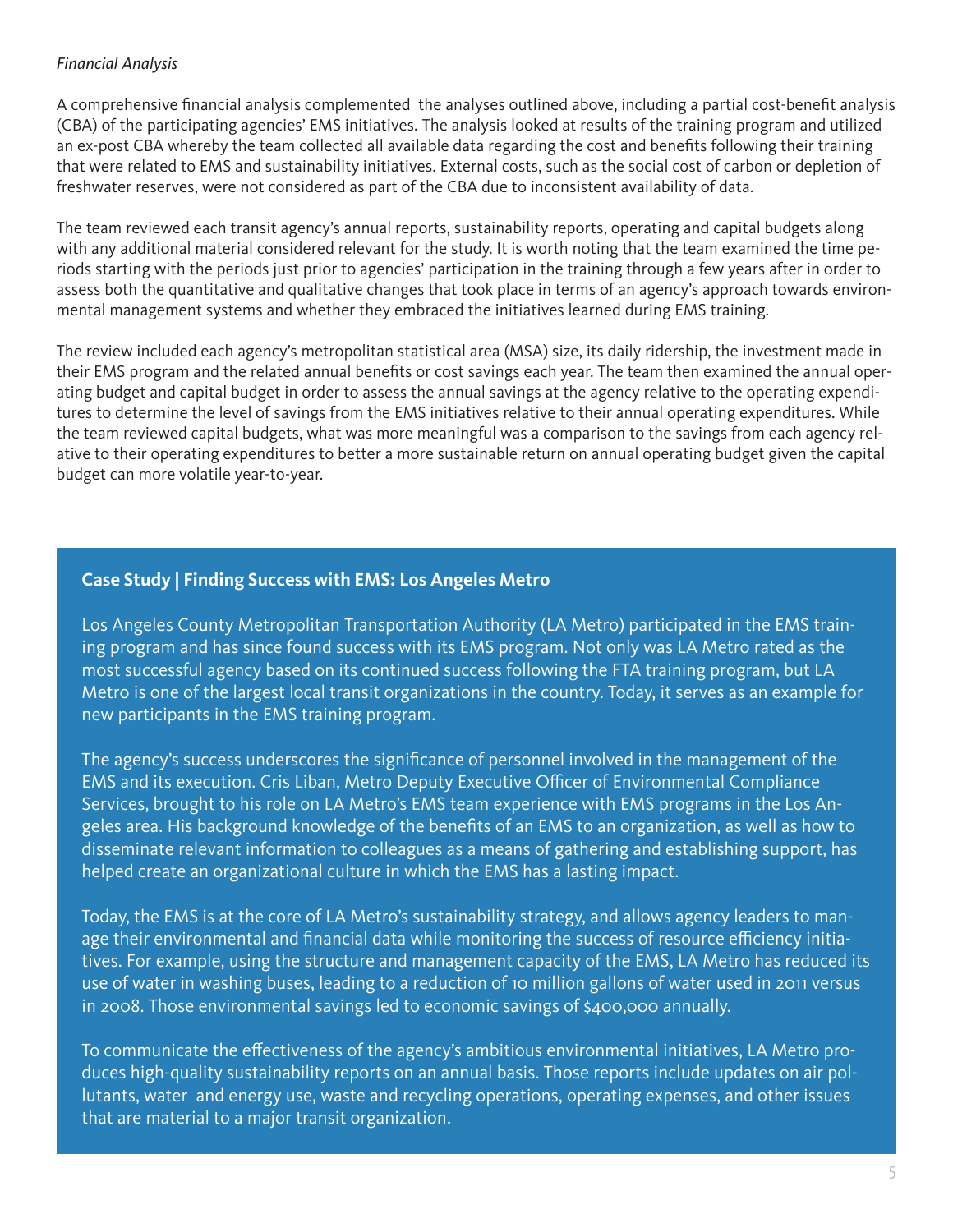*Financial Analysis*

A comprehensive financial analysis complemented the analyses outlined above, including a partial cost-benefit analysis (CBA) of the participating agencies' EMS initiatives. The analysis looked at results of the training program and utilized an ex-post CBA whereby the team collected all available data regarding the cost and benefits following their training that were related to EMS and sustainability initiatives. External costs, such as the social cost of carbon or depletion of freshwater reserves, were not considered as part of the CBA due to inconsistent availability of data.

The team reviewed each transit agency's annual reports, sustainability reports, operating and capital budgets along with any additional material considered relevant for the study. It is worth noting that the team examined the time periods starting with the periods just prior to agencies' participation in the training through a few years after in order to assess both the quantitative and qualitative changes that took place in terms of an agency's approach towards environmental management systems and whether they embraced the initiatives learned during EMS training.

The review included each agency's metropolitan statistical area (MSA) size, its daily ridership, the investment made in their EMS program and the related annual benefits or cost savings each year. The team then examined the annual operating budget and capital budget in order to assess the annual savings at the agency relative to the operating expenditures to determine the level of savings from the EMS initiatives relative to their annual operating expenditures. While the team reviewed capital budgets, what was more meaningful was a comparison to the savings from each agency relative to their operating expenditures to better a more sustainable return on annual operating budget given the capital budget can more volatile year-to-year.

**Case Study | Finding Success with EMS: Los Angeles Metro**

Los Angeles County Metropolitan Transportation Authority (LA Metro) participated in the EMS training program and has since found success with its EMS program. Not only was LA Metro rated as the most successful agency based on its continued success following the FTA training program, but LA Metro is one of the largest local transit organizations in the country. Today, it serves as an example for new participants in the EMS training program.

The agency's success underscores the significance of personnel involved in the management of the EMS and its execution. Cris Liban, Metro Deputy Executive Officer of Environmental Compliance Services, brought to his role on LA Metro's EMS team experience with EMS programs in the Los Angeles area. His background knowledge of the benefits of an EMS to an organization, as well as how to disseminate relevant information to colleagues as a means of gathering and establishing support, has helped create an organizational culture in which the EMS has a lasting impact.

Today, the EMS is at the core of LA Metro's sustainability strategy, and allows agency leaders to manage their environmental and financial data while monitoring the success of resource efficiency initiatives. For example, using the structure and management capacity of the EMS, LA Metro has reduced its use of water in washing buses, leading to a reduction of 10 million gallons of water used in 2011 versus in 2008. Those environmental savings led to economic savings of $400,000 annually.

To communicate the effectiveness of the agency's ambitious environmental initiatives, LA Metro produces high-quality sustainability reports on an annual basis. Those reports include updates on air pollutants, water and energy use, waste and recycling operations, operating expenses, and other issues that are material to a major transit organization.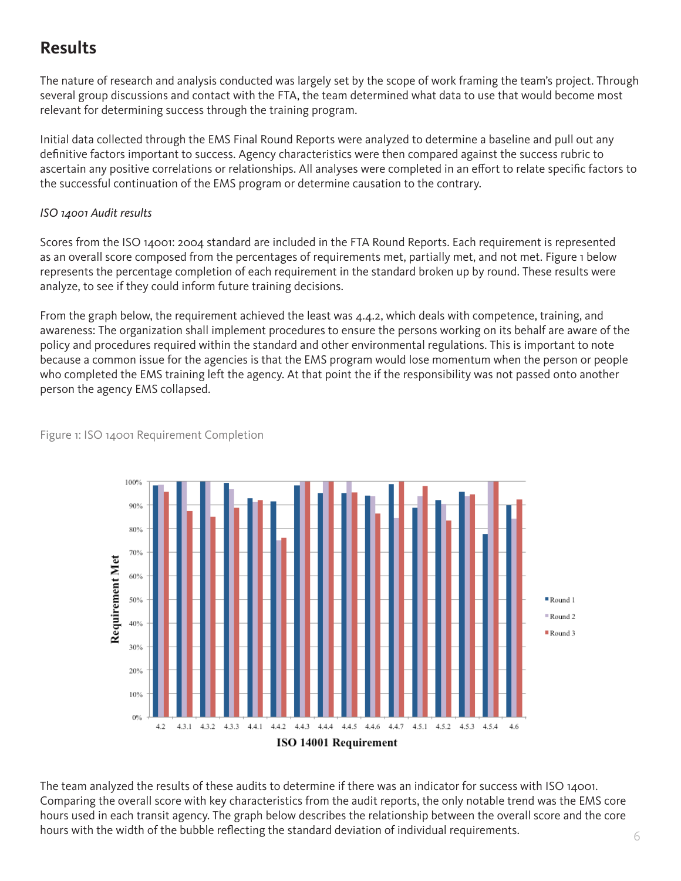## Results

The nature of research and analysis conducted was largely set by the scope of work framing the team's project. Through several group discussions and contact with the FTA, the team determined what data to use that would become most relevant for determining success through the training program.

Initial data collected through the EMS Final Round Reports were analyzed to determine a baseline and pull out any definitive factors important to success. Agency characteristics were then compared against the success rubric to ascertain any positive correlations or relationships. All analyses were completed in an effort to relate specific factors to the successful continuation of the EMS program or determine causation to the contrary.

*ISO 14001 Audit results*

Scores from the ISO 14001: 2004 standard are included in the FTA Round Reports. Each requirement is represented as an overall score composed from the percentages of requirements met, partially met, and not met. Figure 1 below represents the percentage completion of each requirement in the standard broken up by round. These results were analyze, to see if they could inform future training decisions.

From the graph below, the requirement achieved the least was 4.4.2, which deals with competence, training, and awareness: The organization shall implement procedures to ensure the persons working on its behalf are aware of the policy and procedures required within the standard and other environmental regulations. This is important to note because a common issue for the agencies is that the EMS program would lose momentum when the person or people who completed the EMS training left the agency. At that point the if the responsibility was not passed onto another person the agency EMS collapsed.

Figure 1: ISO 14001 Requirement Completion

The team analyzed the results of these audits to determine if there was an indicator for success with ISO 14001. Comparing the overall score with key characteristics from the audit reports, the only notable trend was the EMS core hours used in each transit agency. The graph below describes the relationship between the overall score and the core hours with the width of the bubble reflecting the standard deviation of individual requirements.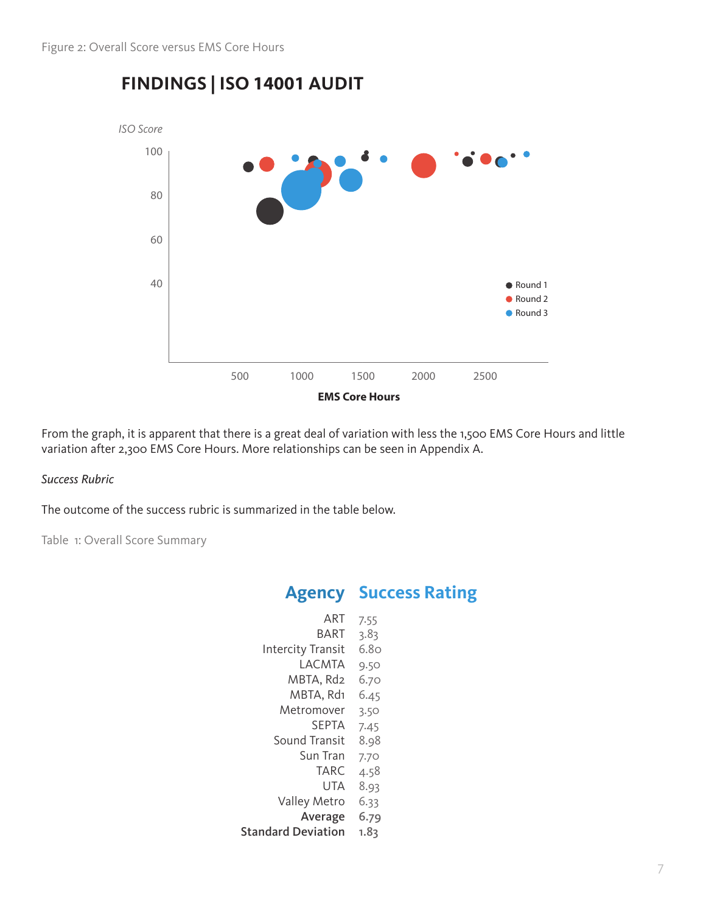Figure 2: Overall Score versus EMS Core Hours

## FINDINGS | ISO 14001 AUDIT

From the graph, it is apparent that there is a great deal of variation with less the 1,500 EMS Core Hours and little variation after 2,300 EMS Core Hours. More relationships can be seen in Appendix A.

*Success Rubric*

The outcome of the success rubric is summarized in the table below.

Table 1: Overall Score Summary

| Agency | Success Rating |
|---|---|
| ART | 7.55 |
| BART | 3.83 |
| Intercity Transit | 6.80 |
| LACMTA | 9.50 |
| MBTA, Rd2 | 6.70 |
| MBTA, Rd1 | 6.45 |
| Metromover | 3.50 |
| SEPTA | 7.45 |
| Sound Transit | 8.98 |
| Sun Tran | 7.70 |
| TARC | 4.58 |
| UTA | 8.93 |
| Valley Metro | 6.33 |
| **Average** | **6.79** |
| **Standard Deviation** | **1.83** |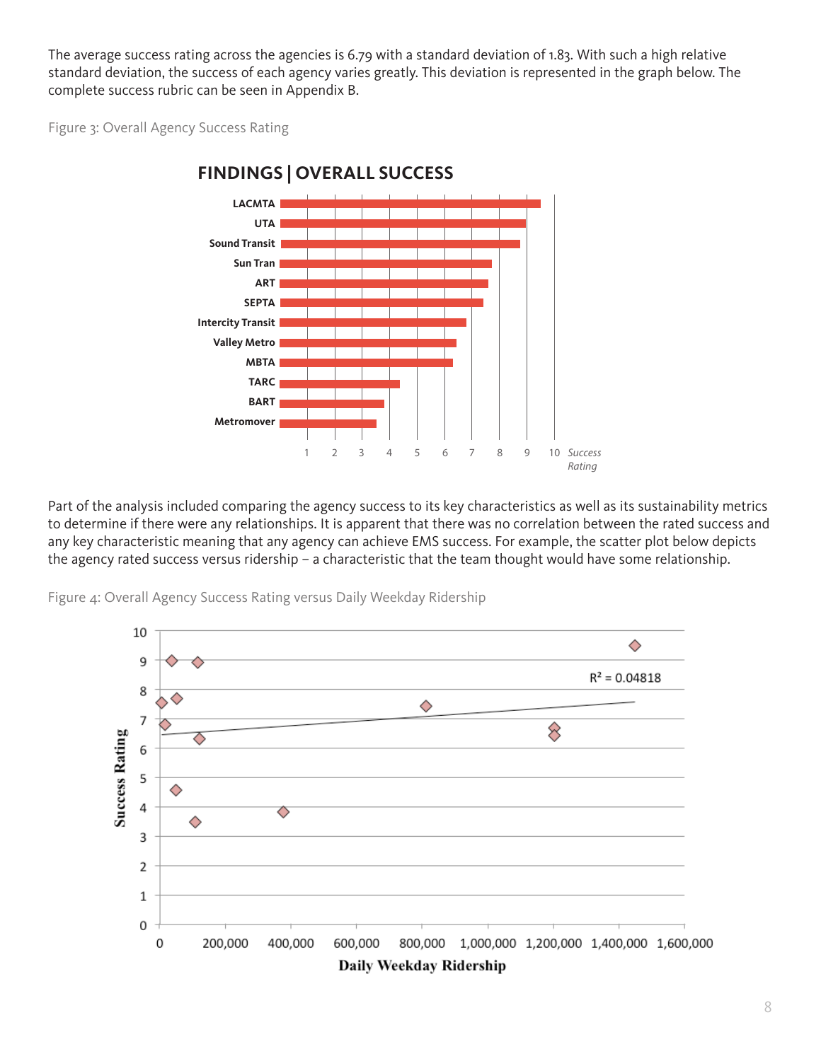The average success rating across the agencies is 6.79 with a standard deviation of 1.83. With such a high relative standard deviation, the success of each agency varies greatly. This deviation is represented in the graph below. The complete success rubric can be seen in Appendix B.

Figure 3: Overall Agency Success Rating

**FINDINGS | OVERALL SUCCESS**

Part of the analysis included comparing the agency success to its key characteristics as well as its sustainability metrics to determine if there were any relationships. It is apparent that there was no correlation between the rated success and any key characteristic meaning that any agency can achieve EMS success. For example, the scatter plot below depicts the agency rated success versus ridership – a characteristic that the team thought would have some relationship.

Figure 4: Overall Agency Success Rating versus Daily Weekday Ridership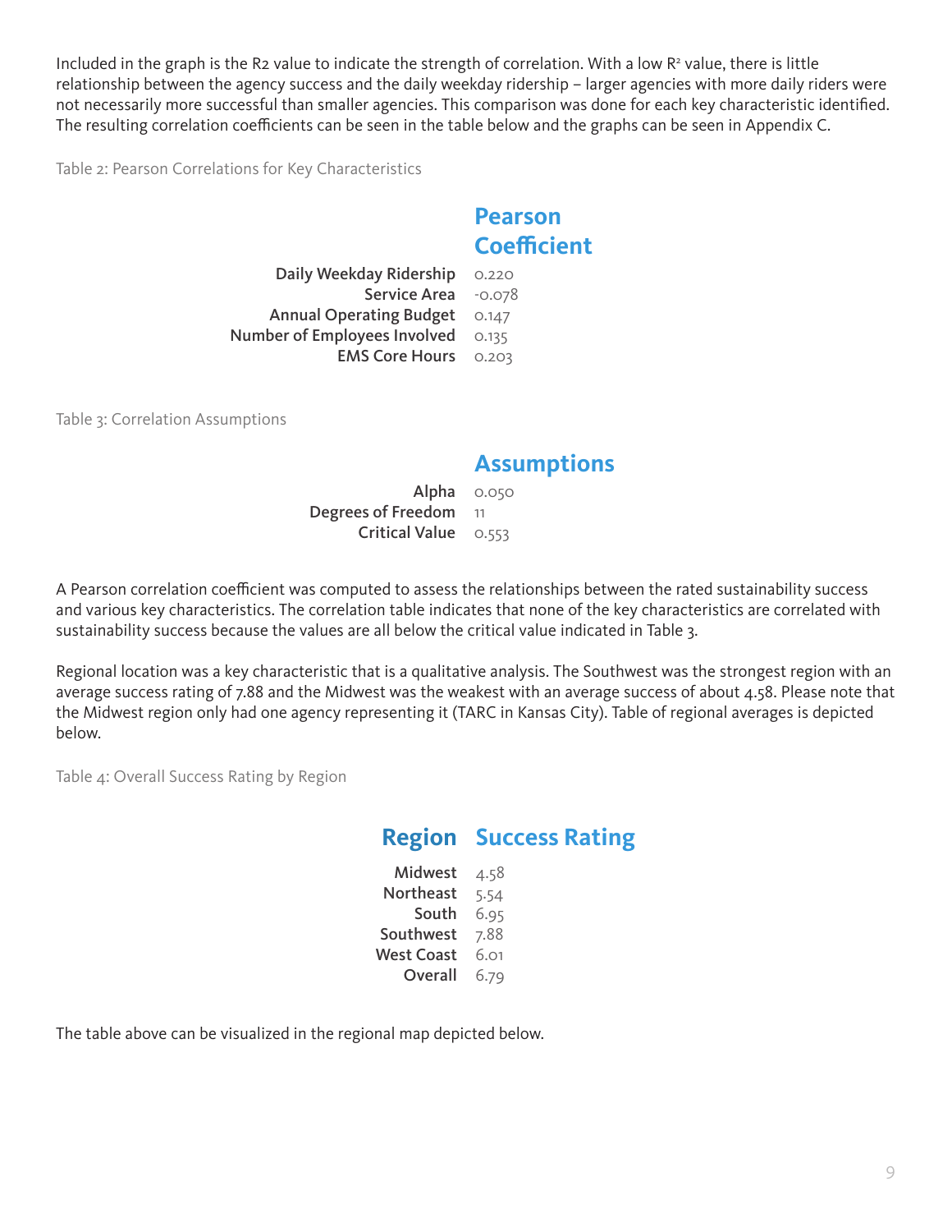Included in the graph is the R2 value to indicate the strength of correlation. With a low $R^2$ value, there is little relationship between the agency success and the daily weekday ridership – larger agencies with more daily riders were not necessarily more successful than smaller agencies. This comparison was done for each key characteristic identified. The resulting correlation coefficients can be seen in the table below and the graphs can be seen in Appendix C.

Table 2: Pearson Correlations for Key Characteristics

| | Pearson Coefficient |
|---|---|
| Daily Weekday Ridership | 0.220 |
| Service Area | -0.078 |
| Annual Operating Budget | 0.147 |
| Number of Employees Involved | 0.135 |
| EMS Core Hours | 0.203 |

Table 3: Correlation Assumptions

| | Assumptions |
|---|---|
| Alpha | 0.050 |
| Degrees of Freedom | 11 |
| Critical Value | 0.553 |

A Pearson correlation coefficient was computed to assess the relationships between the rated sustainability success and various key characteristics. The correlation table indicates that none of the key characteristics are correlated with sustainability success because the values are all below the critical value indicated in Table 3.

Regional location was a key characteristic that is a qualitative analysis. The Southwest was the strongest region with an average success rating of 7.88 and the Midwest was the weakest with an average success of about 4.58. Please note that the Midwest region only had one agency representing it (TARC in Kansas City). Table of regional averages is depicted below.

Table 4: Overall Success Rating by Region

| Region | Success Rating |
|---|---|
| Midwest | 4.58 |
| Northeast | 5.54 |
| South | 6.95 |
| Southwest | 7.88 |
| West Coast | 6.01 |
| Overall | 6.79 |

The table above can be visualized in the regional map depicted below.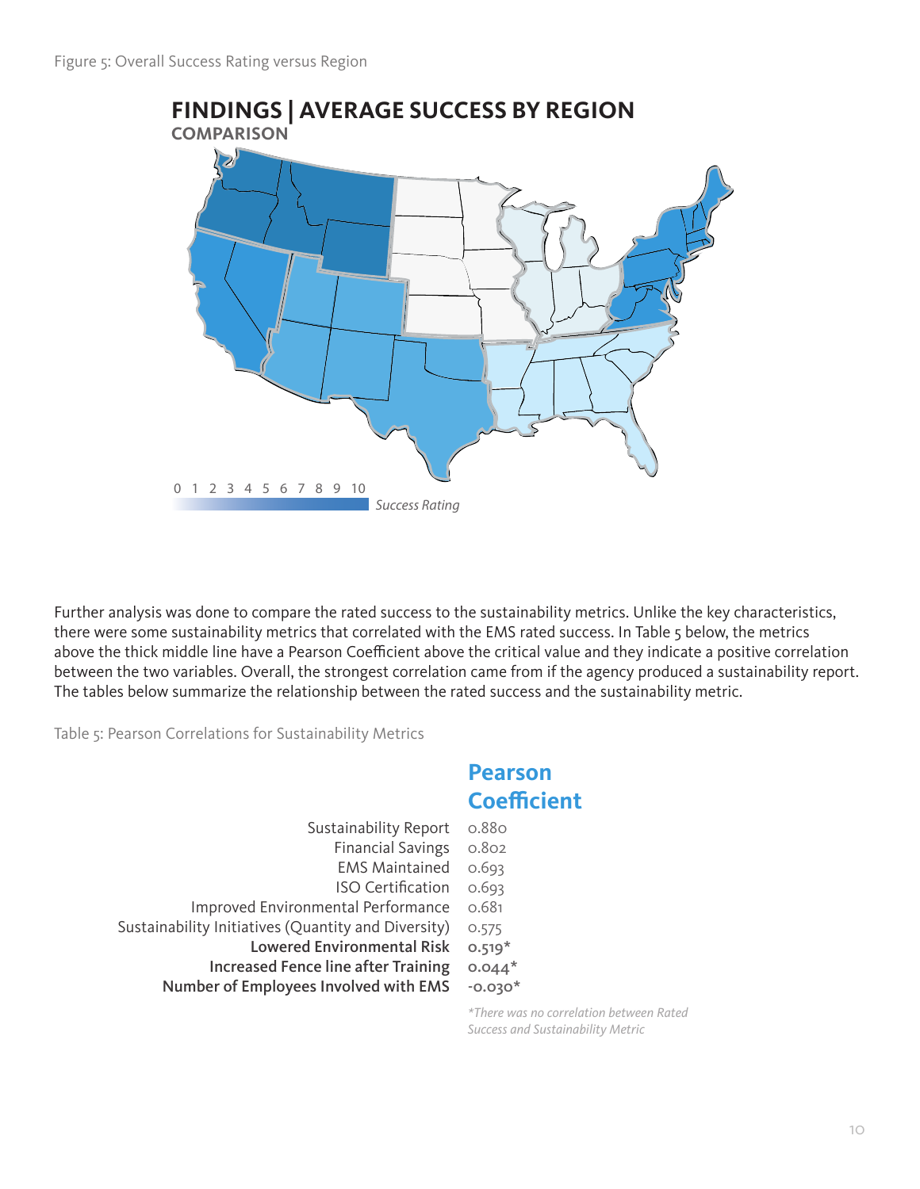Figure 5: Overall Success Rating versus Region

## FINDINGS | AVERAGE SUCCESS BY REGION

### COMPARISON

0 1 2 3 4 5 6 7 8 9 10

*Success Rating*

Further analysis was done to compare the rated success to the sustainability metrics. Unlike the key characteristics, there were some sustainability metrics that correlated with the EMS rated success. In Table 5 below, the metrics above the thick middle line have a Pearson Coefficient above the critical value and they indicate a positive correlation between the two variables. Overall, the strongest correlation came from if the agency produced a sustainability report. The tables below summarize the relationship between the rated success and the sustainability metric.

Table 5: Pearson Correlations for Sustainability Metrics

| | Pearson Coefficient |
|---:|---|
| Sustainability Report | 0.880 |
| Financial Savings | 0.802 |
| EMS Maintained | 0.693 |
| ISO Certification | 0.693 |
| Improved Environmental Performance | 0.681 |
| Sustainability Initiatives (Quantity and Diversity) | 0.575 |
| **Lowered Environmental Risk** | **0.519*** |
| **Increased Fence line after Training** | **0.044*** |
| **Number of Employees Involved with EMS** | **-0.030*** |

*\*There was no correlation between Rated Success and Sustainability Metric*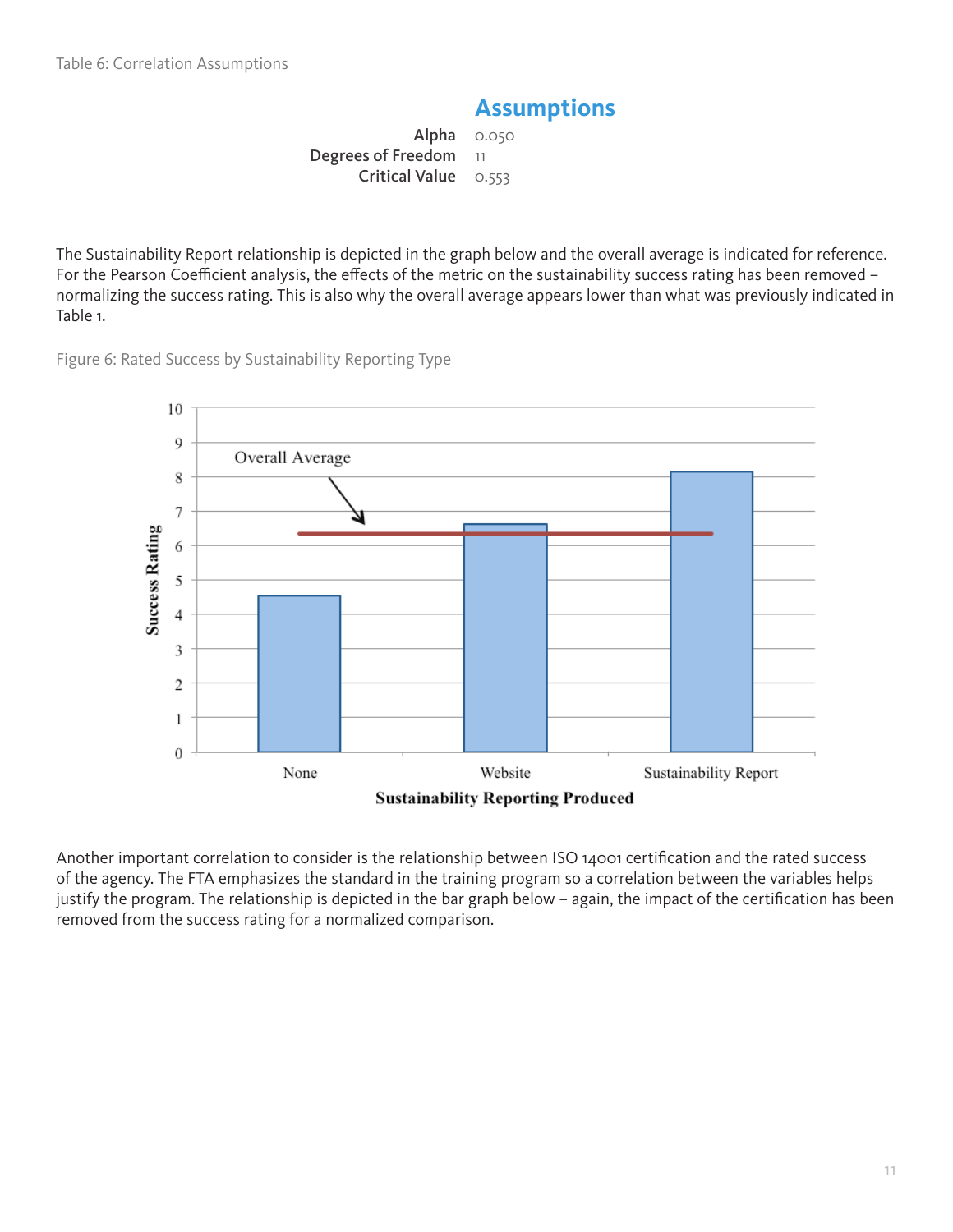Table 6: Correlation Assumptions

| | Assumptions |
|---|---|
| Alpha | 0.050 |
| Degrees of Freedom | 11 |
| Critical Value | 0.553 |

The Sustainability Report relationship is depicted in the graph below and the overall average is indicated for reference. For the Pearson Coefficient analysis, the effects of the metric on the sustainability success rating has been removed – normalizing the success rating. This is also why the overall average appears lower than what was previously indicated in Table 1.

Figure 6: Rated Success by Sustainability Reporting Type

Another important correlation to consider is the relationship between ISO 14001 certification and the rated success of the agency. The FTA emphasizes the standard in the training program so a correlation between the variables helps justify the program. The relationship is depicted in the bar graph below – again, the impact of the certification has been removed from the success rating for a normalized comparison.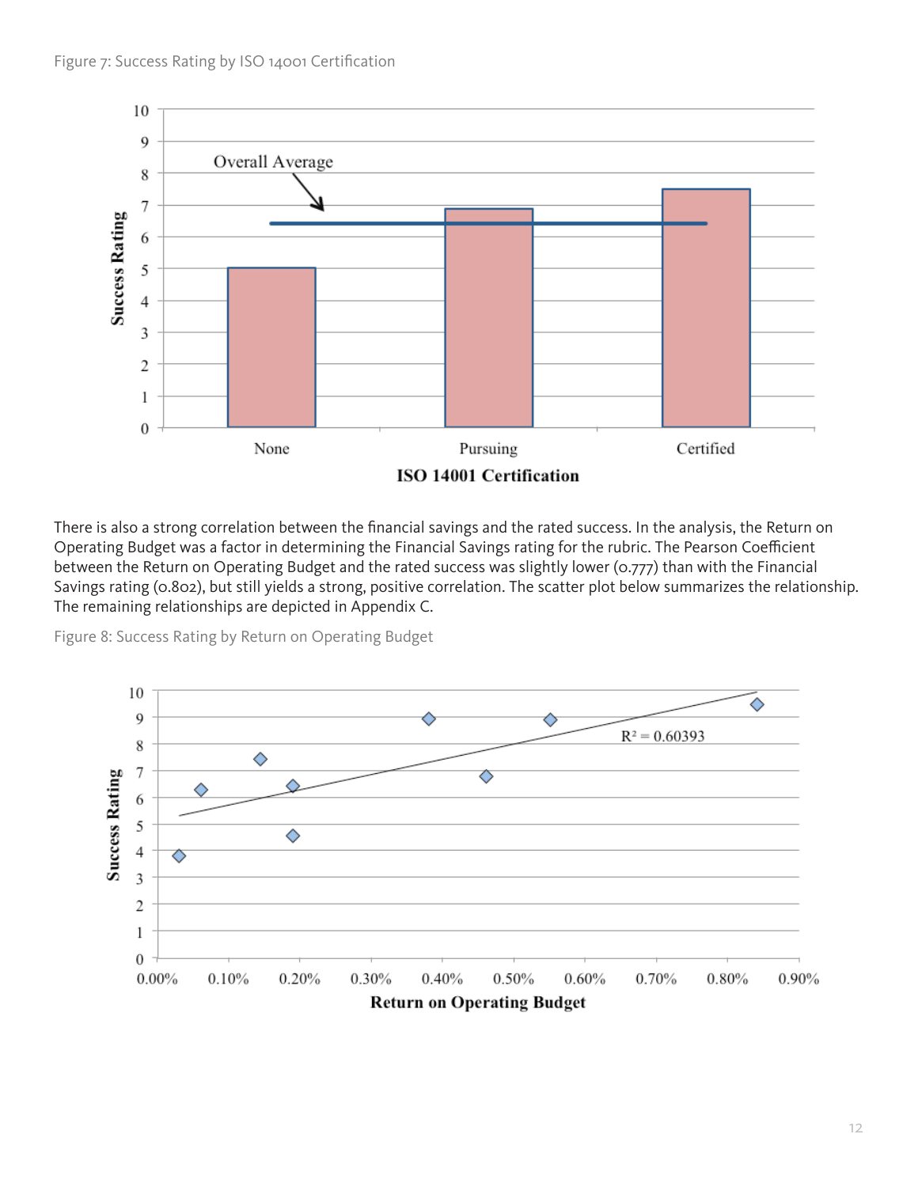Figure 7: Success Rating by ISO 14001 Certification

There is also a strong correlation between the financial savings and the rated success. In the analysis, the Return on Operating Budget was a factor in determining the Financial Savings rating for the rubric. The Pearson Coefficient between the Return on Operating Budget and the rated success was slightly lower (0.777) than with the Financial Savings rating (0.802), but still yields a strong, positive correlation. The scatter plot below summarizes the relationship. The remaining relationships are depicted in Appendix C.

Figure 8: Success Rating by Return on Operating Budget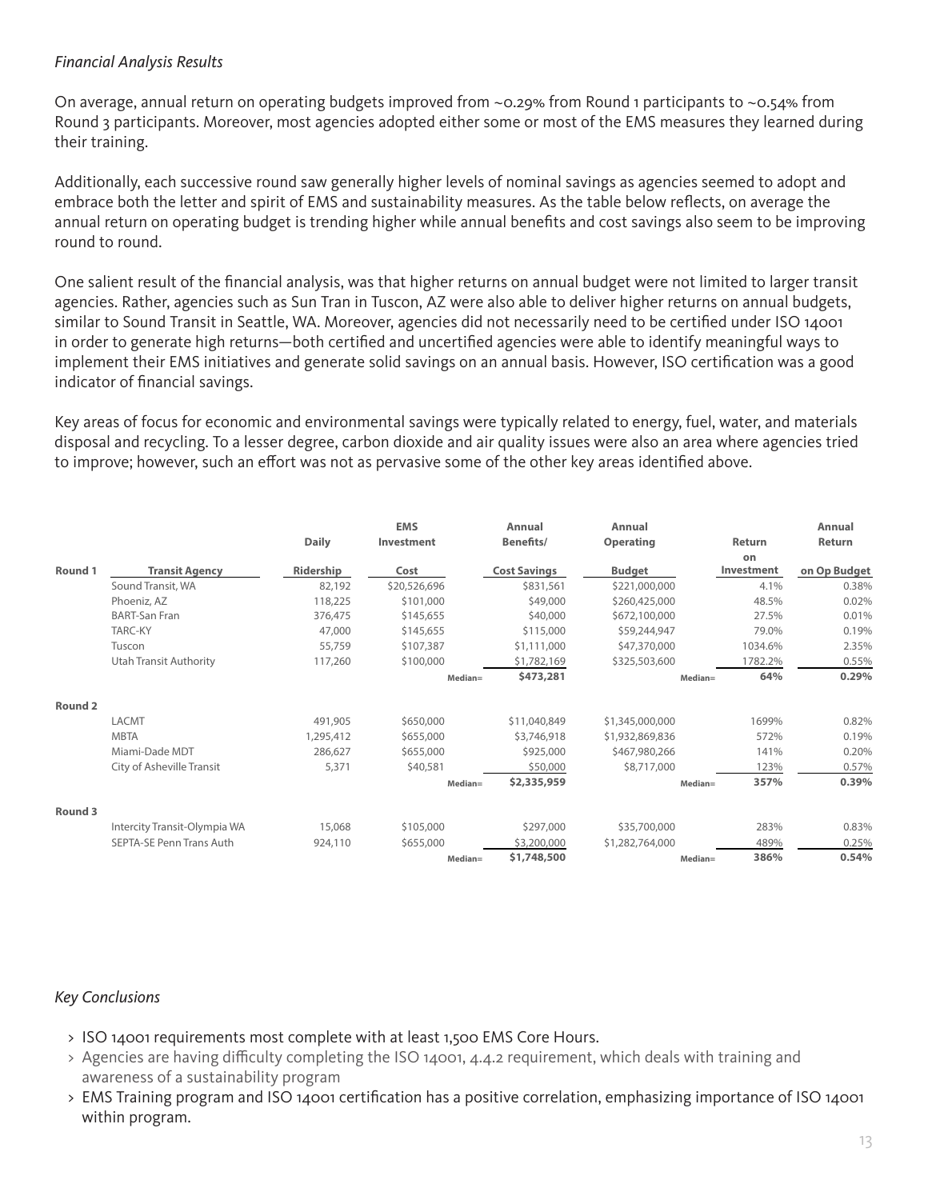*Financial Analysis Results*

On average, annual return on operating budgets improved from ~0.29% from Round 1 participants to ~0.54% from Round 3 participants. Moreover, most agencies adopted either some or most of the EMS measures they learned during their training.

Additionally, each successive round saw generally higher levels of nominal savings as agencies seemed to adopt and embrace both the letter and spirit of EMS and sustainability measures. As the table below reflects, on average the annual return on operating budget is trending higher while annual benefits and cost savings also seem to be improving round to round.

One salient result of the financial analysis, was that higher returns on annual budget were not limited to larger transit agencies. Rather, agencies such as Sun Tran in Tuscon, AZ were also able to deliver higher returns on annual budgets, similar to Sound Transit in Seattle, WA. Moreover, agencies did not necessarily need to be certified under ISO 14001 in order to generate high returns—both certified and uncertified agencies were able to identify meaningful ways to implement their EMS initiatives and generate solid savings on an annual basis. However, ISO certification was a good indicator of financial savings.

Key areas of focus for economic and environmental savings were typically related to energy, fuel, water, and materials disposal and recycling. To a lesser degree, carbon dioxide and air quality issues were also an area where agencies tried to improve; however, such an effort was not as pervasive some of the other key areas identified above.

| | Transit Agency | Daily Ridership | EMS Investment Cost | | Annual Benefits/ Cost Savings | Annual Operating Budget | | Return on Investment | Annual Return on Op Budget |
|---|---|---|---|---|---|---|---|---|---|
| **Round 1** | Sound Transit, WA | 82,192 | $20,526,696 | | $831,561 | $221,000,000 | | 4.1% | 0.38% |
| | Phoeniz, AZ | 118,225 | $101,000 | | $49,000 | $260,425,000 | | 48.5% | 0.02% |
| | BART-San Fran | 376,475 | $145,655 | | $40,000 | $672,100,000 | | 27.5% | 0.01% |
| | TARC-KY | 47,000 | $145,655 | | $115,000 | $59,244,947 | | 79.0% | 0.19% |
| | Tuscon | 55,759 | $107,387 | | $1,111,000 | $47,370,000 | | 1034.6% | 2.35% |
| | Utah Transit Authority | 117,260 | $100,000 | | $1,782,169 | $325,503,600 | | 1782.2% | 0.55% |
| | | | | Median= | **$473,281** | | Median= | **64%** | **0.29%** |
| **Round 2** | | | | | | | | | |
| | LACMT | 491,905 | $650,000 | | $11,040,849 | $1,345,000,000 | | 1699% | 0.82% |
| | MBTA | 1,295,412 | $655,000 | | $3,746,918 | $1,932,869,836 | | 572% | 0.19% |
| | Miami-Dade MDT | 286,627 | $655,000 | | $925,000 | $467,980,266 | | 141% | 0.20% |
| | City of Asheville Transit | 5,371 | $40,581 | | $50,000 | $8,717,000 | | 123% | 0.57% |
| | | | | Median= | **$2,335,959** | | Median= | **357%** | **0.39%** |
| **Round 3** | | | | | | | | | |
| | Intercity Transit-Olympia WA | 15,068 | $105,000 | | $297,000 | $35,700,000 | | 283% | 0.83% |
| | SEPTA-SE Penn Trans Auth | 924,110 | $655,000 | | $3,200,000 | $1,282,764,000 | | 489% | 0.25% |
| | | | | Median= | **$1,748,500** | | Median= | **386%** | **0.54%** |

*Key Conclusions*

- ISO 14001 requirements most complete with at least 1,500 EMS Core Hours.
- Agencies are having difficulty completing the ISO 14001, 4.4.2 requirement, which deals with training and awareness of a sustainability program
- EMS Training program and ISO 14001 certification has a positive correlation, emphasizing importance of ISO 14001 within program.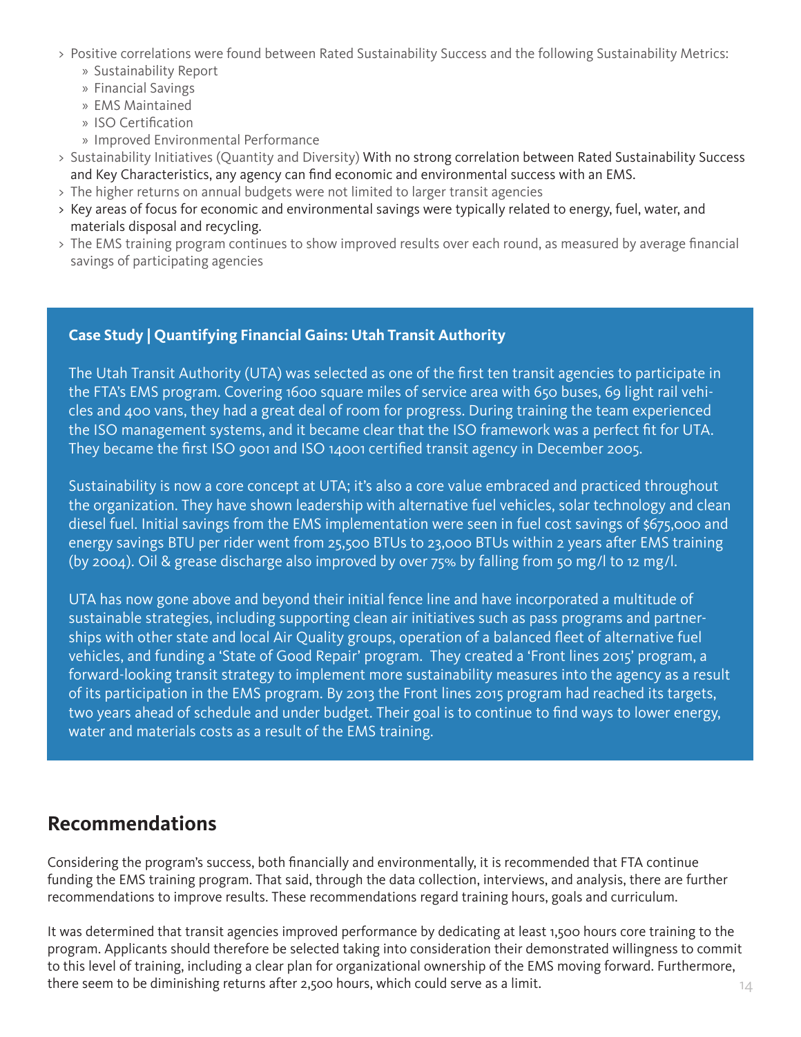- Positive correlations were found between Rated Sustainability Success and the following Sustainability Metrics:
  - Sustainability Report
  - Financial Savings
  - EMS Maintained
  - ISO Certification
  - Improved Environmental Performance
- Sustainability Initiatives (Quantity and Diversity) With no strong correlation between Rated Sustainability Success and Key Characteristics, any agency can find economic and environmental success with an EMS.
- The higher returns on annual budgets were not limited to larger transit agencies
- Key areas of focus for economic and environmental savings were typically related to energy, fuel, water, and materials disposal and recycling.
- The EMS training program continues to show improved results over each round, as measured by average financial savings of participating agencies

**Case Study | Quantifying Financial Gains: Utah Transit Authority**

The Utah Transit Authority (UTA) was selected as one of the first ten transit agencies to participate in the FTA's EMS program. Covering 1600 square miles of service area with 650 buses, 69 light rail vehicles and 400 vans, they had a great deal of room for progress. During training the team experienced the ISO management systems, and it became clear that the ISO framework was a perfect fit for UTA. They became the first ISO 9001 and ISO 14001 certified transit agency in December 2005.

Sustainability is now a core concept at UTA; it's also a core value embraced and practiced throughout the organization. They have shown leadership with alternative fuel vehicles, solar technology and clean diesel fuel. Initial savings from the EMS implementation were seen in fuel cost savings of $675,000 and energy savings BTU per rider went from 25,500 BTUs to 23,000 BTUs within 2 years after EMS training (by 2004). Oil & grease discharge also improved by over 75% by falling from 50 mg/l to 12 mg/l.

UTA has now gone above and beyond their initial fence line and have incorporated a multitude of sustainable strategies, including supporting clean air initiatives such as pass programs and partnerships with other state and local Air Quality groups, operation of a balanced fleet of alternative fuel vehicles, and funding a 'State of Good Repair' program. They created a 'Front lines 2015' program, a forward-looking transit strategy to implement more sustainability measures into the agency as a result of its participation in the EMS program. By 2013 the Front lines 2015 program had reached its targets, two years ahead of schedule and under budget. Their goal is to continue to find ways to lower energy, water and materials costs as a result of the EMS training.

## Recommendations

Considering the program's success, both financially and environmentally, it is recommended that FTA continue funding the EMS training program. That said, through the data collection, interviews, and analysis, there are further recommendations to improve results. These recommendations regard training hours, goals and curriculum.

It was determined that transit agencies improved performance by dedicating at least 1,500 hours core training to the program. Applicants should therefore be selected taking into consideration their demonstrated willingness to commit to this level of training, including a clear plan for organizational ownership of the EMS moving forward. Furthermore, there seem to be diminishing returns after 2,500 hours, which could serve as a limit.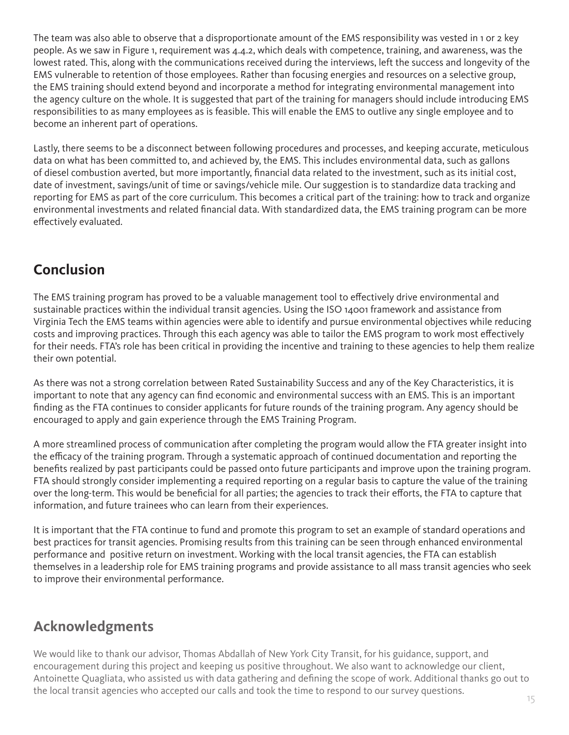The team was also able to observe that a disproportionate amount of the EMS responsibility was vested in 1 or 2 key people. As we saw in Figure 1, requirement was 4.4.2, which deals with competence, training, and awareness, was the lowest rated. This, along with the communications received during the interviews, left the success and longevity of the EMS vulnerable to retention of those employees. Rather than focusing energies and resources on a selective group, the EMS training should extend beyond and incorporate a method for integrating environmental management into the agency culture on the whole. It is suggested that part of the training for managers should include introducing EMS responsibilities to as many employees as is feasible. This will enable the EMS to outlive any single employee and to become an inherent part of operations.

Lastly, there seems to be a disconnect between following procedures and processes, and keeping accurate, meticulous data on what has been committed to, and achieved by, the EMS. This includes environmental data, such as gallons of diesel combustion averted, but more importantly, financial data related to the investment, such as its initial cost, date of investment, savings/unit of time or savings/vehicle mile. Our suggestion is to standardize data tracking and reporting for EMS as part of the core curriculum. This becomes a critical part of the training: how to track and organize environmental investments and related financial data. With standardized data, the EMS training program can be more effectively evaluated.

## Conclusion

The EMS training program has proved to be a valuable management tool to effectively drive environmental and sustainable practices within the individual transit agencies. Using the ISO 14001 framework and assistance from Virginia Tech the EMS teams within agencies were able to identify and pursue environmental objectives while reducing costs and improving practices. Through this each agency was able to tailor the EMS program to work most effectively for their needs. FTA's role has been critical in providing the incentive and training to these agencies to help them realize their own potential.

As there was not a strong correlation between Rated Sustainability Success and any of the Key Characteristics, it is important to note that any agency can find economic and environmental success with an EMS. This is an important finding as the FTA continues to consider applicants for future rounds of the training program. Any agency should be encouraged to apply and gain experience through the EMS Training Program.

A more streamlined process of communication after completing the program would allow the FTA greater insight into the efficacy of the training program. Through a systematic approach of continued documentation and reporting the benefits realized by past participants could be passed onto future participants and improve upon the training program. FTA should strongly consider implementing a required reporting on a regular basis to capture the value of the training over the long-term. This would be beneficial for all parties; the agencies to track their efforts, the FTA to capture that information, and future trainees who can learn from their experiences.

It is important that the FTA continue to fund and promote this program to set an example of standard operations and best practices for transit agencies. Promising results from this training can be seen through enhanced environmental performance and positive return on investment. Working with the local transit agencies, the FTA can establish themselves in a leadership role for EMS training programs and provide assistance to all mass transit agencies who seek to improve their environmental performance.

## Acknowledgments

We would like to thank our advisor, Thomas Abdallah of New York City Transit, for his guidance, support, and encouragement during this project and keeping us positive throughout. We also want to acknowledge our client, Antoinette Quagliata, who assisted us with data gathering and defining the scope of work. Additional thanks go out to the local transit agencies who accepted our calls and took the time to respond to our survey questions.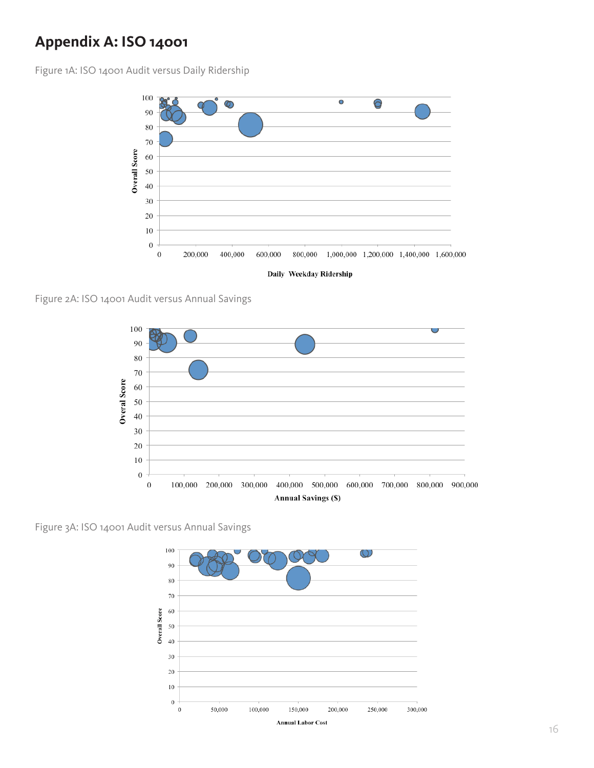## Appendix A: ISO 14001

Figure 1A: ISO 14001 Audit versus Daily Ridership

Figure 2A: ISO 14001 Audit versus Annual Savings

Figure 3A: ISO 14001 Audit versus Annual Savings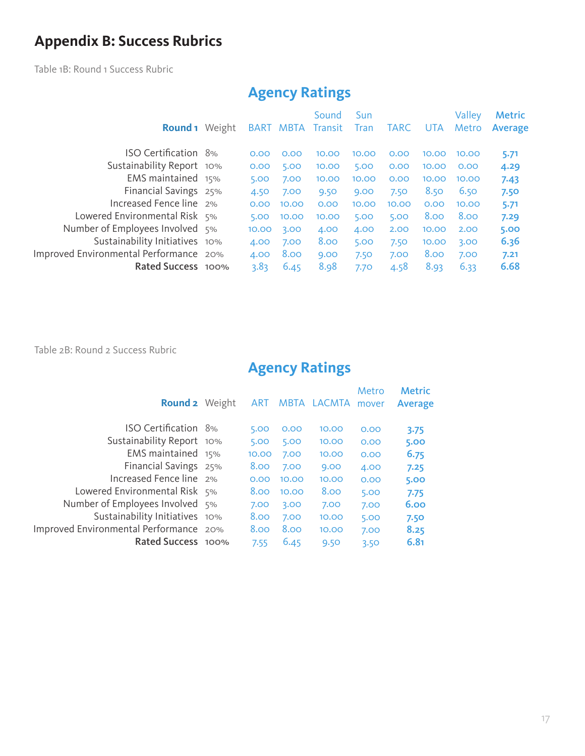## Appendix B: Success Rubrics

Table 1B: Round 1 Success Rubric

| Round 1 | Weight | BART | MBTA | Sound Transit | Sun Tran | TARC | UTA | Valley Metro | Metric Average |
|---|---|---|---|---|---|---|---|---|---|
| | | **Agency Ratings** | | | | | | | |
| ISO Certification | 8% | 0.00 | 0.00 | 10.00 | 10.00 | 0.00 | 10.00 | 10.00 | 5.71 |
| Sustainability Report | 10% | 0.00 | 5.00 | 10.00 | 5.00 | 0.00 | 10.00 | 0.00 | 4.29 |
| EMS maintained | 15% | 5.00 | 7.00 | 10.00 | 10.00 | 0.00 | 10.00 | 10.00 | 7.43 |
| Financial Savings | 25% | 4.50 | 7.00 | 9.50 | 9.00 | 7.50 | 8.50 | 6.50 | 7.50 |
| Increased Fence line | 2% | 0.00 | 10.00 | 0.00 | 10.00 | 10.00 | 0.00 | 10.00 | 5.71 |
| Lowered Environmental Risk | 5% | 5.00 | 10.00 | 10.00 | 5.00 | 5.00 | 8.00 | 8.00 | 7.29 |
| Number of Employees Involved | 5% | 10.00 | 3.00 | 4.00 | 4.00 | 2.00 | 10.00 | 2.00 | 5.00 |
| Sustainability Initiatives | 10% | 4.00 | 7.00 | 8.00 | 5.00 | 7.50 | 10.00 | 3.00 | 6.36 |
| Improved Environmental Performance | 20% | 4.00 | 8.00 | 9.00 | 7.50 | 7.00 | 8.00 | 7.00 | 7.21 |
| **Rated Success** | 100% | 3.83 | 6.45 | 8.98 | 7.70 | 4.58 | 8.93 | 6.33 | 6.68 |

Table 2B: Round 2 Success Rubric

| Round 2 | Weight | ART | MBTA | LACMTA | Metro mover | Metric Average |
|---|---|---|---|---|---|---|
| | | **Agency Ratings** | | | | |
| ISO Certification | 8% | 5.00 | 0.00 | 10.00 | 0.00 | 3.75 |
| Sustainability Report | 10% | 5.00 | 5.00 | 10.00 | 0.00 | 5.00 |
| EMS maintained | 15% | 10.00 | 7.00 | 10.00 | 0.00 | 6.75 |
| Financial Savings | 25% | 8.00 | 7.00 | 9.00 | 4.00 | 7.25 |
| Increased Fence line | 2% | 0.00 | 10.00 | 10.00 | 0.00 | 5.00 |
| Lowered Environmental Risk | 5% | 8.00 | 10.00 | 8.00 | 5.00 | 7.75 |
| Number of Employees Involved | 5% | 7.00 | 3.00 | 7.00 | 7.00 | 6.00 |
| Sustainability Initiatives | 10% | 8.00 | 7.00 | 10.00 | 5.00 | 7.50 |
| Improved Environmental Performance | 20% | 8.00 | 8.00 | 10.00 | 7.00 | 8.25 |
| **Rated Success** | 100% | 7.55 | 6.45 | 9.50 | 3.50 | 6.81 |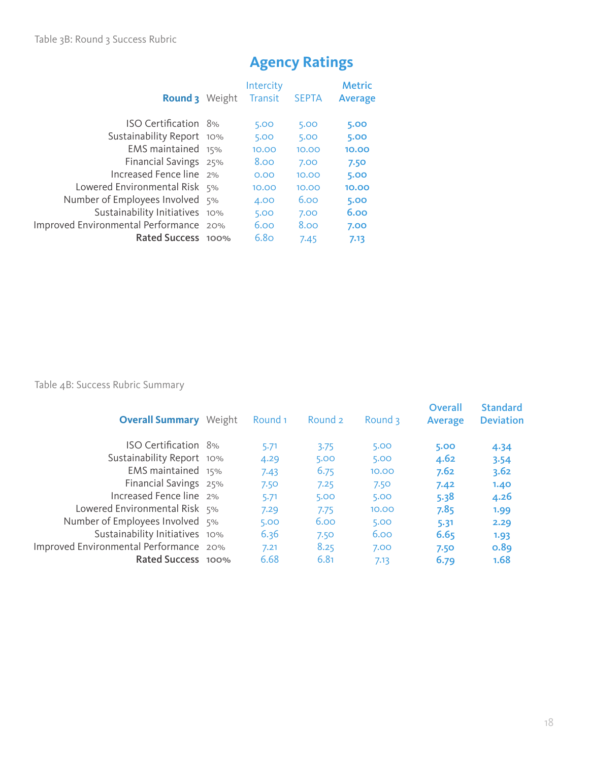Table 3B: Round 3 Success Rubric

## Agency Ratings

| Round 3 | Weight | Intercity Transit | SEPTA | Metric Average |
|---|---|---|---|---|
| ISO Certification | 8% | 5.00 | 5.00 | **5.00** |
| Sustainability Report | 10% | 5.00 | 5.00 | **5.00** |
| EMS maintained | 15% | 10.00 | 10.00 | **10.00** |
| Financial Savings | 25% | 8.00 | 7.00 | **7.50** |
| Increased Fence line | 2% | 0.00 | 10.00 | **5.00** |
| Lowered Environmental Risk | 5% | 10.00 | 10.00 | **10.00** |
| Number of Employees Involved | 5% | 4.00 | 6.00 | **5.00** |
| Sustainability Initiatives | 10% | 5.00 | 7.00 | **6.00** |
| Improved Environmental Performance | 20% | 6.00 | 8.00 | **7.00** |
| **Rated Success** | **100%** | 6.80 | 7.45 | **7.13** |

Table 4B: Success Rubric Summary

| Overall Summary | Weight | Round 1 | Round 2 | Round 3 | Overall Average | Standard Deviation |
|---|---|---|---|---|---|---|
| ISO Certification | 8% | 5.71 | 3.75 | 5.00 | **5.00** | **4.34** |
| Sustainability Report | 10% | 4.29 | 5.00 | 5.00 | **4.62** | **3.54** |
| EMS maintained | 15% | 7.43 | 6.75 | 10.00 | **7.62** | **3.62** |
| Financial Savings | 25% | 7.50 | 7.25 | 7.50 | **7.42** | **1.40** |
| Increased Fence line | 2% | 5.71 | 5.00 | 5.00 | **5.38** | **4.26** |
| Lowered Environmental Risk | 5% | 7.29 | 7.75 | 10.00 | **7.85** | **1.99** |
| Number of Employees Involved | 5% | 5.00 | 6.00 | 5.00 | **5.31** | **2.29** |
| Sustainability Initiatives | 10% | 6.36 | 7.50 | 6.00 | **6.65** | **1.93** |
| Improved Environmental Performance | 20% | 7.21 | 8.25 | 7.00 | **7.50** | **0.89** |
| **Rated Success** | **100%** | 6.68 | 6.81 | 7.13 | **6.79** | **1.68** |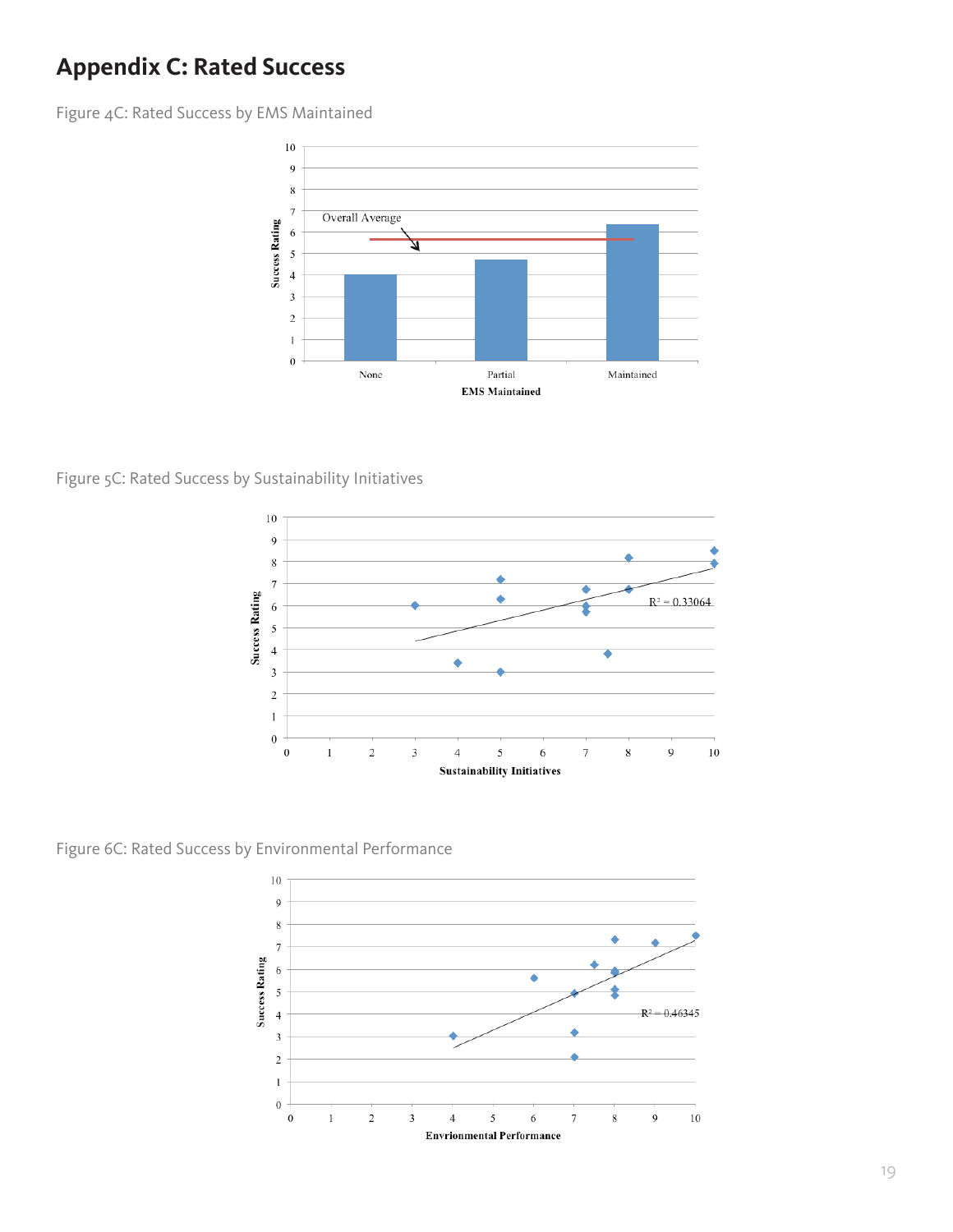## Appendix C: Rated Success

Figure 4C: Rated Success by EMS Maintained

Figure 5C: Rated Success by Sustainability Initiatives

Figure 6C: Rated Success by Environmental Performance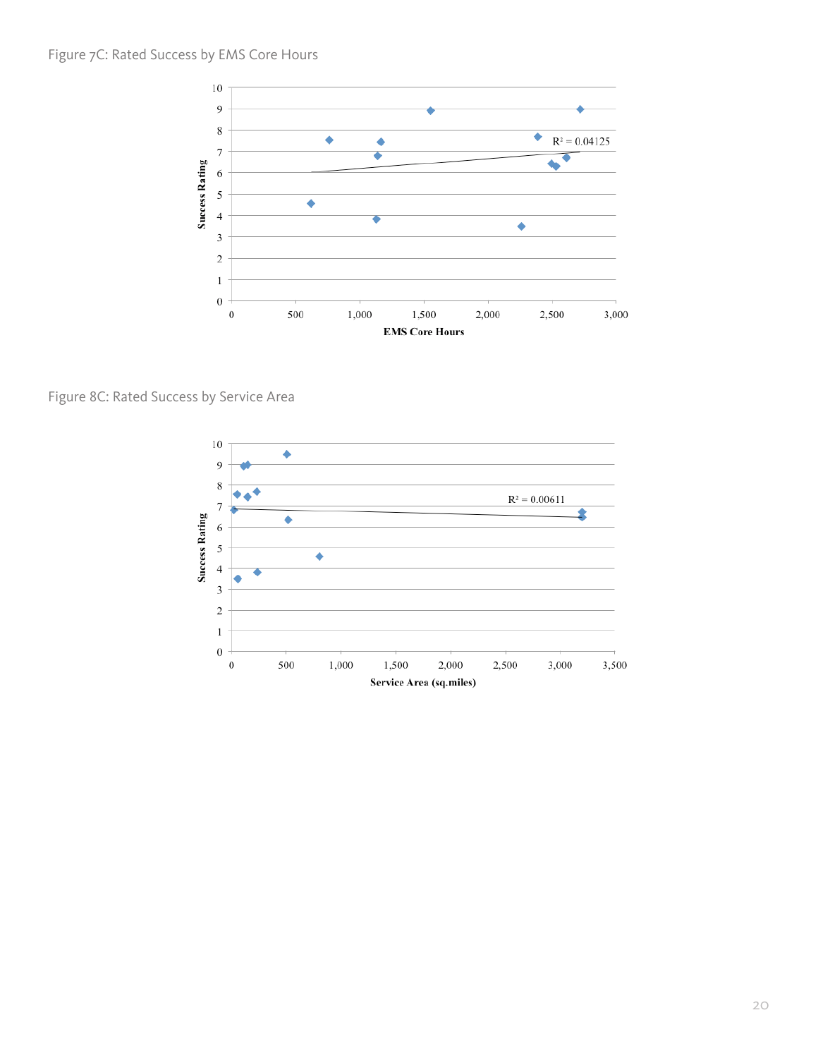Figure 7C: Rated Success by EMS Core Hours

Figure 8C: Rated Success by Service Area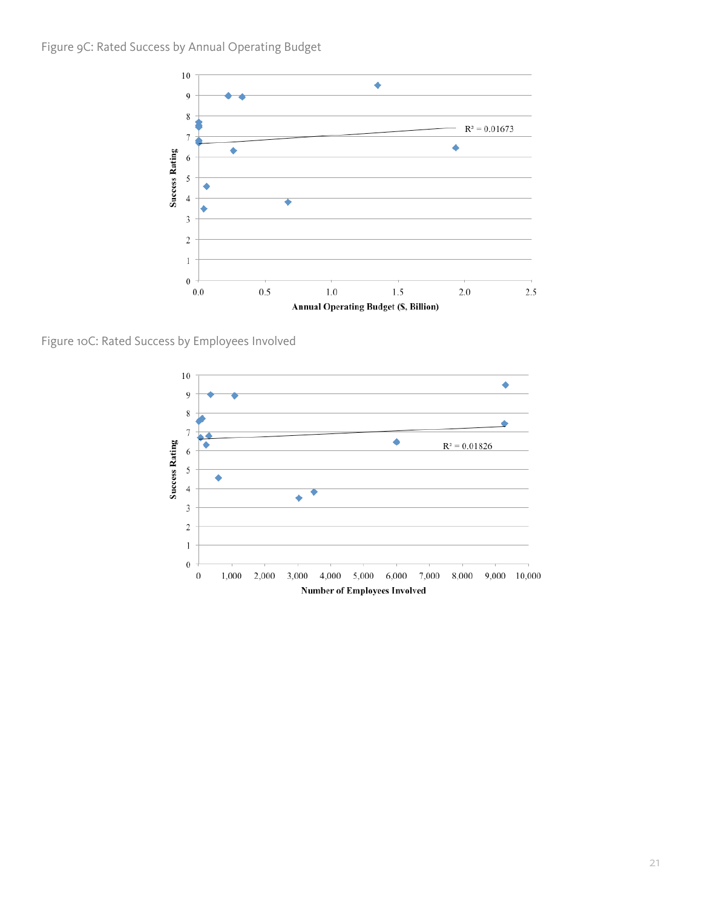Figure 9C: Rated Success by Annual Operating Budget

Figure 10C: Rated Success by Employees Involved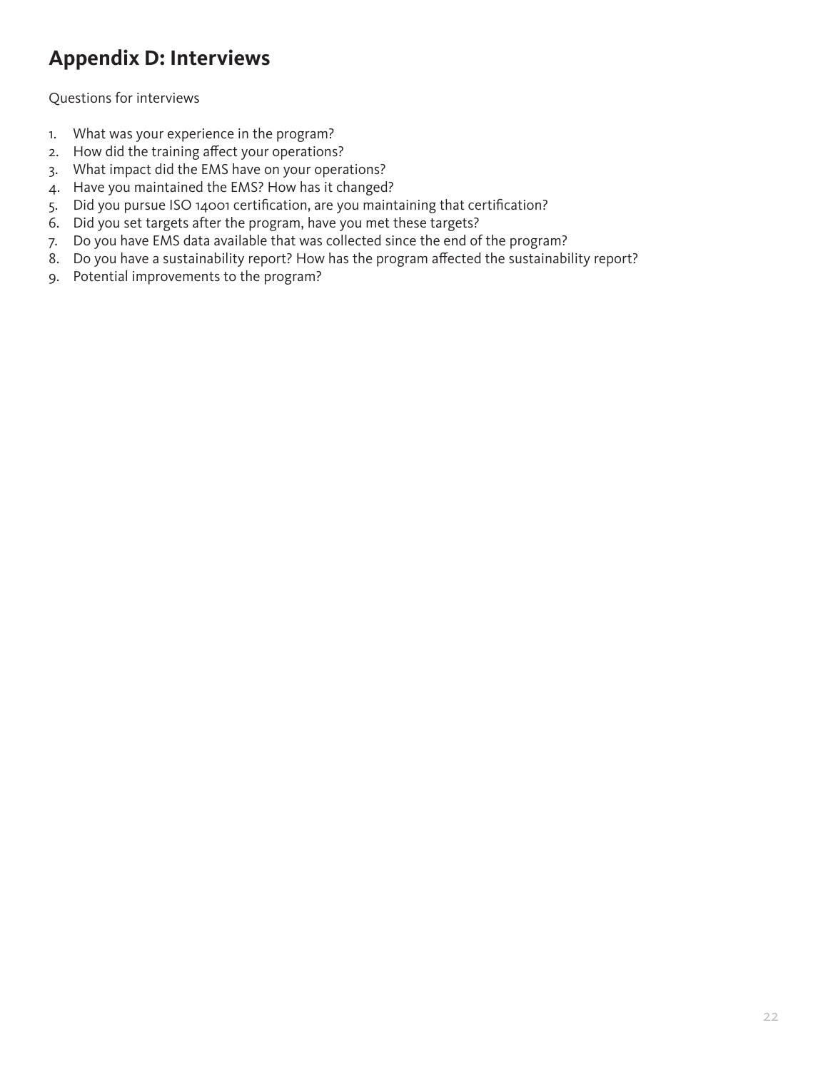# Appendix D: Interviews

Questions for interviews

1. What was your experience in the program?
2. How did the training affect your operations?
3. What impact did the EMS have on your operations?
4. Have you maintained the EMS? How has it changed?
5. Did you pursue ISO 14001 certification, are you maintaining that certification?
6. Did you set targets after the program, have you met these targets?
7. Do you have EMS data available that was collected since the end of the program?
8. Do you have a sustainability report? How has the program affected the sustainability report?
9. Potential improvements to the program?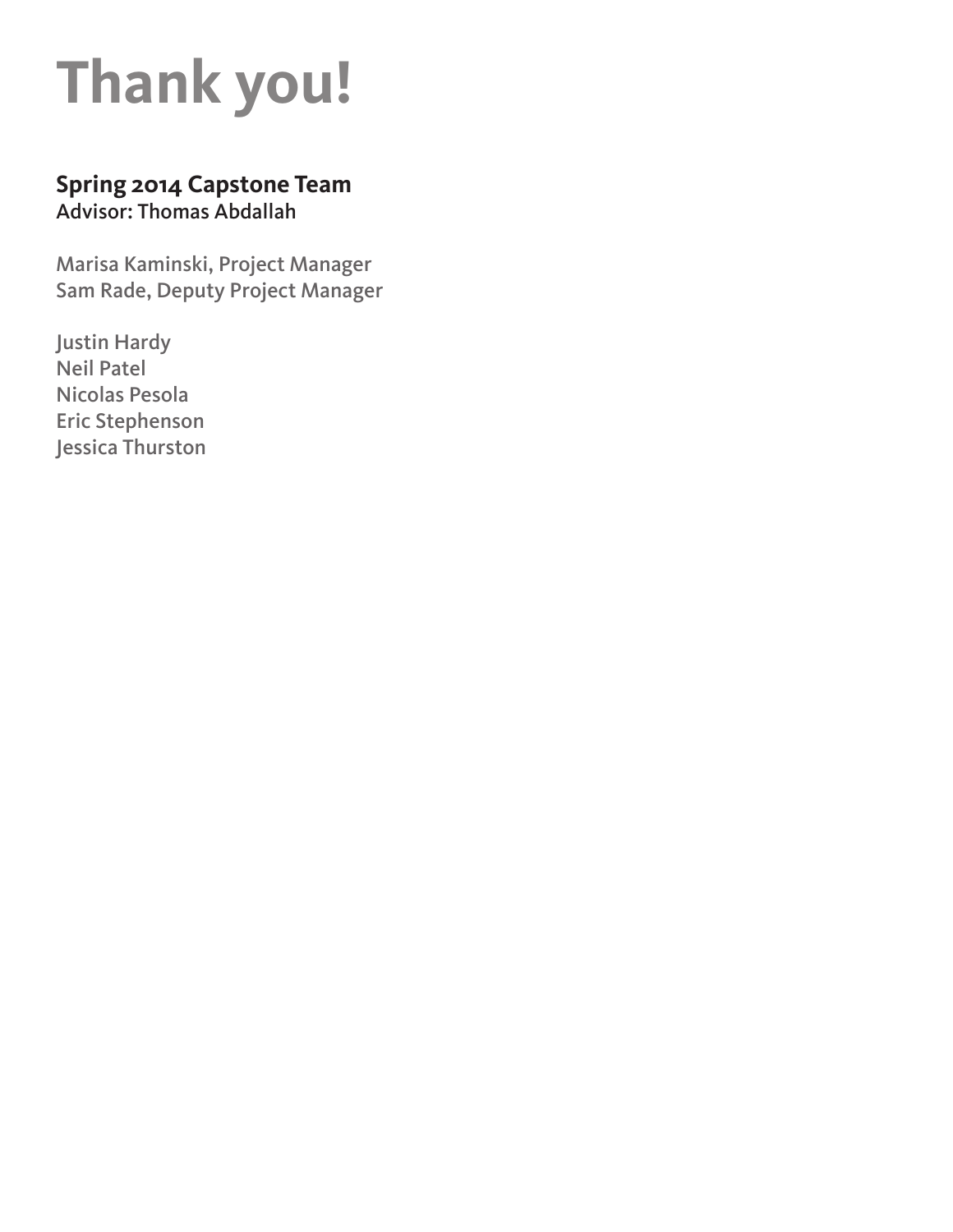# Thank you!

**Spring 2014 Capstone Team**
Advisor: Thomas Abdallah

Marisa Kaminski, Project Manager
Sam Rade, Deputy Project Manager

Justin Hardy
Neil Patel
Nicolas Pesola
Eric Stephenson
Jessica Thurston